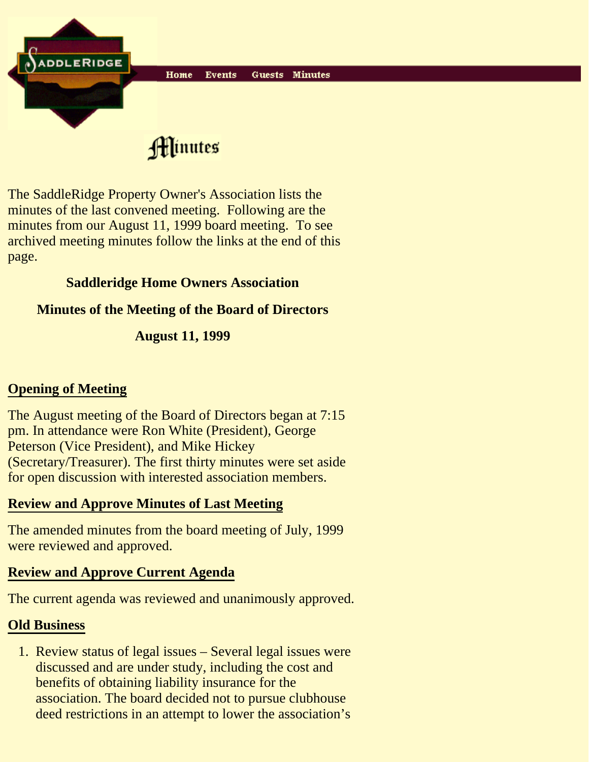Home Events Guests Minutes

# Minutes

The SaddleRidge Property Owner's Association lists the minutes of the last convened meeting. Following are the minutes from our August 11, 1999 board meeting. To see archived meeting minutes follow the links at the end of this page.

**Saddleridge Home Owners Association**

**Minutes of the Meeting of the Board of Directors**

**August 11, 1999**

## Opening of Meeting

The August meeting of the Board of Directors began at 7:15 pm. In attendance were Ron White (President), George Peterson (Vice President), and Mike Hickey (Secretary/Treasurer). The first thirty minutes were set aside for open discussion with interested association members.

## Review and Approve Minutes of Last Meeting

The amended minutes from the board meeting of July, 1999 were reviewed and approved.

## Review and Approve Current Agenda

The current agenda was reviewed and unanimously approved.

## Old Business

1. Review status of legal issues – Several legal issues were discussed and are under study, including the cost and benefits of obtaining liability insurance for the association. The board decided not to pursue clubhouse deed restrictions in an attempt to lower the association's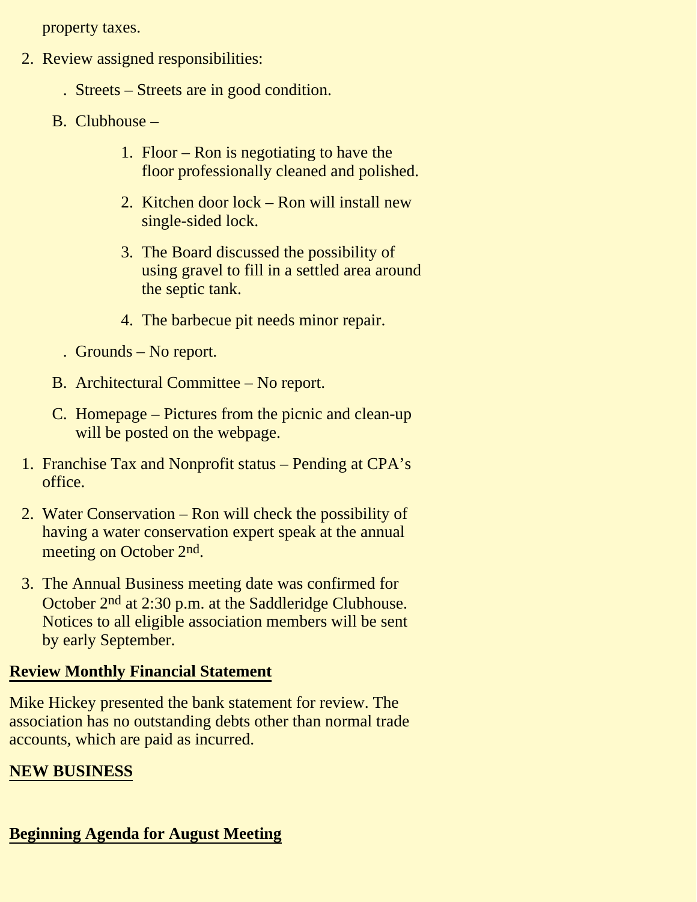property taxes.

2. Review assigned responsibilities:

   . Streets – Streets are in good condition.

   B. Clubhouse –

      1. Floor – Ron is negotiating to have the floor professionally cleaned and polished.

      2. Kitchen door lock – Ron will install new single-sided lock.

      3. The Board discussed the possibility of using gravel to fill in a settled area around the septic tank.

      4. The barbecue pit needs minor repair.

   . Grounds – No report.

   B. Architectural Committee – No report.

   C. Homepage – Pictures from the picnic and clean-up will be posted on the webpage.

1. Franchise Tax and Nonprofit status – Pending at CPA's office.

2. Water Conservation – Ron will check the possibility of having a water conservation expert speak at the annual meeting on October 2nd.

3. The Annual Business meeting date was confirmed for October 2nd at 2:30 p.m. at the Saddleridge Clubhouse. Notices to all eligible association members will be sent by early September.

**Review Monthly Financial Statement**

Mike Hickey presented the bank statement for review. The association has no outstanding debts other than normal trade accounts, which are paid as incurred.

**NEW BUSINESS**

**Beginning Agenda for August Meeting**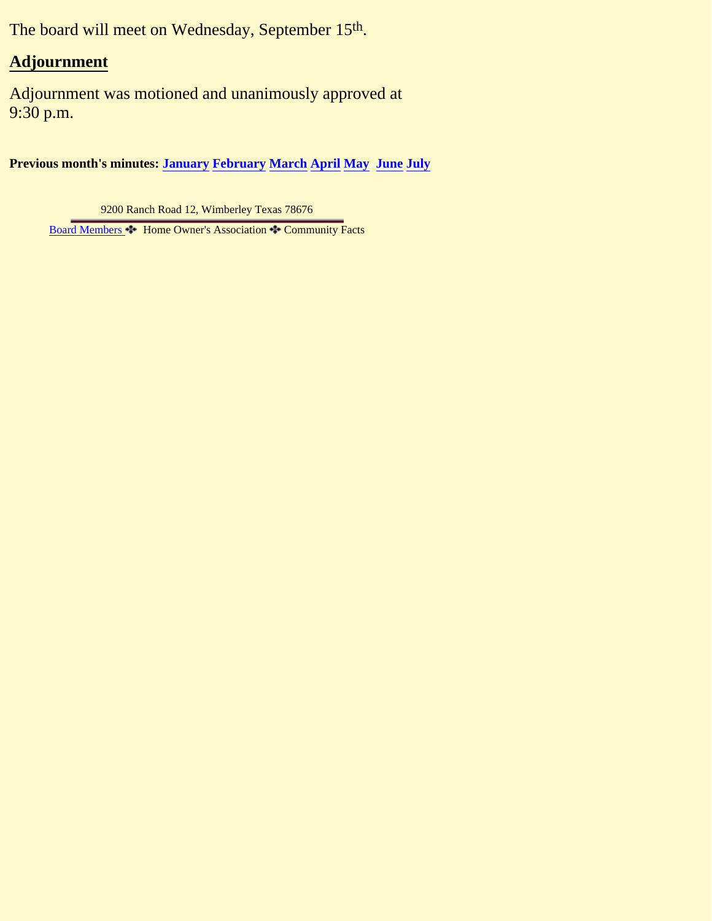The board will meet on Wednesday, September 15th.

## Adjournment

Adjournment was motioned and unanimously approved at 9:30 p.m.

**Previous month's minutes: January February March April May June July**

9200 Ranch Road 12, Wimberley Texas 78676

Board Members ✤ Home Owner's Association ✤ Community Facts